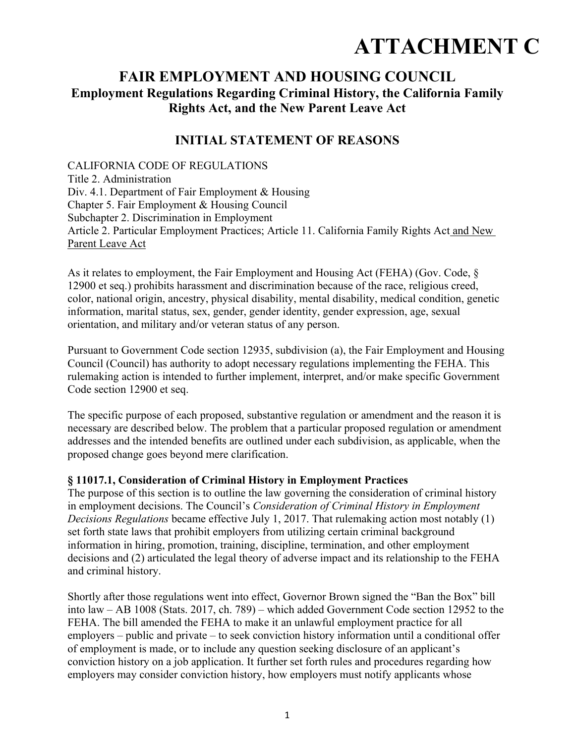# ATTACHMENT C

## FAIR EMPLOYMENT AND HOUSING COUNCIL

### Employment Regulations Regarding Criminal History, the California Family Rights Act, and the New Parent Leave Act

## INITIAL STATEMENT OF REASONS

CALIFORNIA CODE OF REGULATIONS
Title 2. Administration
Div. 4.1. Department of Fair Employment & Housing
Chapter 5. Fair Employment & Housing Council
Subchapter 2. Discrimination in Employment
Article 2. Particular Employment Practices; Article 11. California Family Rights Act <u>and New Parent Leave Act</u>

As it relates to employment, the Fair Employment and Housing Act (FEHA) (Gov. Code, § 12900 et seq.) prohibits harassment and discrimination because of the race, religious creed, color, national origin, ancestry, physical disability, mental disability, medical condition, genetic information, marital status, sex, gender, gender identity, gender expression, age, sexual orientation, and military and/or veteran status of any person.

Pursuant to Government Code section 12935, subdivision (a), the Fair Employment and Housing Council (Council) has authority to adopt necessary regulations implementing the FEHA. This rulemaking action is intended to further implement, interpret, and/or make specific Government Code section 12900 et seq.

The specific purpose of each proposed, substantive regulation or amendment and the reason it is necessary are described below. The problem that a particular proposed regulation or amendment addresses and the intended benefits are outlined under each subdivision, as applicable, when the proposed change goes beyond mere clarification.

**§ 11017.1, Consideration of Criminal History in Employment Practices**

The purpose of this section is to outline the law governing the consideration of criminal history in employment decisions. The Council's *Consideration of Criminal History in Employment Decisions Regulations* became effective July 1, 2017. That rulemaking action most notably (1) set forth state laws that prohibit employers from utilizing certain criminal background information in hiring, promotion, training, discipline, termination, and other employment decisions and (2) articulated the legal theory of adverse impact and its relationship to the FEHA and criminal history.

Shortly after those regulations went into effect, Governor Brown signed the "Ban the Box" bill into law – AB 1008 (Stats. 2017, ch. 789) – which added Government Code section 12952 to the FEHA. The bill amended the FEHA to make it an unlawful employment practice for all employers – public and private – to seek conviction history information until a conditional offer of employment is made, or to include any question seeking disclosure of an applicant's conviction history on a job application. It further set forth rules and procedures regarding how employers may consider conviction history, how employers must notify applicants whose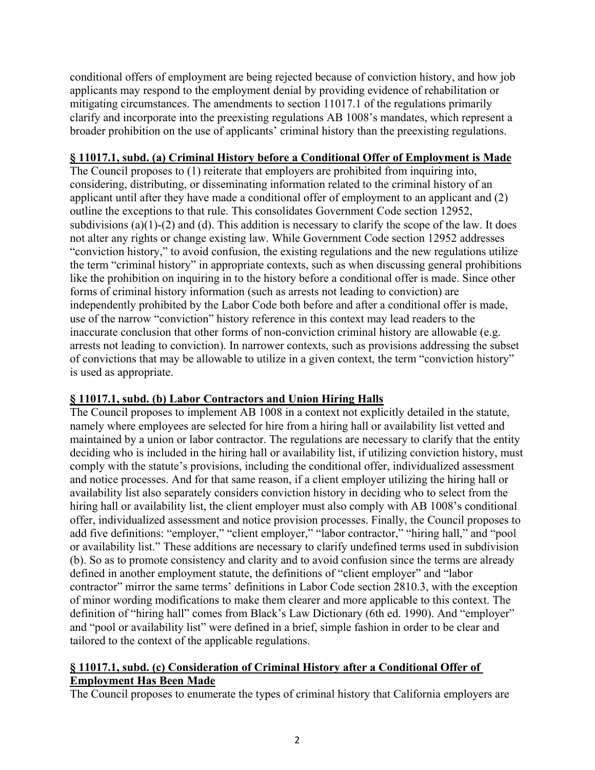conditional offers of employment are being rejected because of conviction history, and how job applicants may respond to the employment denial by providing evidence of rehabilitation or mitigating circumstances. The amendments to section 11017.1 of the regulations primarily clarify and incorporate into the preexisting regulations AB 1008's mandates, which represent a broader prohibition on the use of applicants' criminal history than the preexisting regulations.

**§ 11017.1, subd. (a) Criminal History before a Conditional Offer of Employment is Made**

The Council proposes to (1) reiterate that employers are prohibited from inquiring into, considering, distributing, or disseminating information related to the criminal history of an applicant until after they have made a conditional offer of employment to an applicant and (2) outline the exceptions to that rule. This consolidates Government Code section 12952, subdivisions (a)(1)-(2) and (d). This addition is necessary to clarify the scope of the law. It does not alter any rights or change existing law. While Government Code section 12952 addresses "conviction history," to avoid confusion, the existing regulations and the new regulations utilize the term "criminal history" in appropriate contexts, such as when discussing general prohibitions like the prohibition on inquiring in to the history before a conditional offer is made. Since other forms of criminal history information (such as arrests not leading to conviction) are independently prohibited by the Labor Code both before and after a conditional offer is made, use of the narrow "conviction" history reference in this context may lead readers to the inaccurate conclusion that other forms of non-conviction criminal history are allowable (e.g. arrests not leading to conviction). In narrower contexts, such as provisions addressing the subset of convictions that may be allowable to utilize in a given context, the term "conviction history" is used as appropriate.

**§ 11017.1, subd. (b) Labor Contractors and Union Hiring Halls**

The Council proposes to implement AB 1008 in a context not explicitly detailed in the statute, namely where employees are selected for hire from a hiring hall or availability list vetted and maintained by a union or labor contractor. The regulations are necessary to clarify that the entity deciding who is included in the hiring hall or availability list, if utilizing conviction history, must comply with the statute's provisions, including the conditional offer, individualized assessment and notice processes. And for that same reason, if a client employer utilizing the hiring hall or availability list also separately considers conviction history in deciding who to select from the hiring hall or availability list, the client employer must also comply with AB 1008's conditional offer, individualized assessment and notice provision processes. Finally, the Council proposes to add five definitions: "employer," "client employer," "labor contractor," "hiring hall," and "pool or availability list." These additions are necessary to clarify undefined terms used in subdivision (b). So as to promote consistency and clarity and to avoid confusion since the terms are already defined in another employment statute, the definitions of "client employer" and "labor contractor" mirror the same terms' definitions in Labor Code section 2810.3, with the exception of minor wording modifications to make them clearer and more applicable to this context. The definition of "hiring hall" comes from Black's Law Dictionary (6th ed. 1990). And "employer" and "pool or availability list" were defined in a brief, simple fashion in order to be clear and tailored to the context of the applicable regulations.

**§ 11017.1, subd. (c) Consideration of Criminal History after a Conditional Offer of Employment Has Been Made**

The Council proposes to enumerate the types of criminal history that California employers are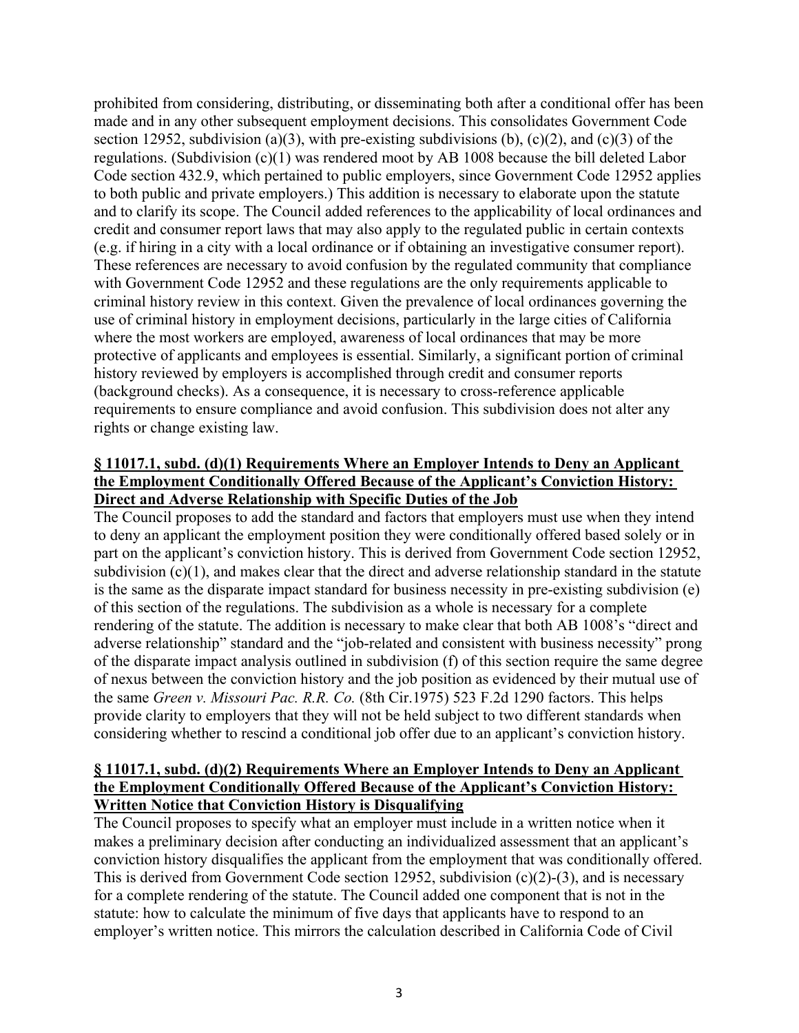prohibited from considering, distributing, or disseminating both after a conditional offer has been made and in any other subsequent employment decisions. This consolidates Government Code section 12952, subdivision (a)(3), with pre-existing subdivisions (b), (c)(2), and (c)(3) of the regulations. (Subdivision (c)(1) was rendered moot by AB 1008 because the bill deleted Labor Code section 432.9, which pertained to public employers, since Government Code 12952 applies to both public and private employers.) This addition is necessary to elaborate upon the statute and to clarify its scope. The Council added references to the applicability of local ordinances and credit and consumer report laws that may also apply to the regulated public in certain contexts (e.g. if hiring in a city with a local ordinance or if obtaining an investigative consumer report). These references are necessary to avoid confusion by the regulated community that compliance with Government Code 12952 and these regulations are the only requirements applicable to criminal history review in this context. Given the prevalence of local ordinances governing the use of criminal history in employment decisions, particularly in the large cities of California where the most workers are employed, awareness of local ordinances that may be more protective of applicants and employees is essential. Similarly, a significant portion of criminal history reviewed by employers is accomplished through credit and consumer reports (background checks). As a consequence, it is necessary to cross-reference applicable requirements to ensure compliance and avoid confusion. This subdivision does not alter any rights or change existing law.

**§ 11017.1, subd. (d)(1) Requirements Where an Employer Intends to Deny an Applicant the Employment Conditionally Offered Because of the Applicant's Conviction History: Direct and Adverse Relationship with Specific Duties of the Job**

The Council proposes to add the standard and factors that employers must use when they intend to deny an applicant the employment position they were conditionally offered based solely or in part on the applicant's conviction history. This is derived from Government Code section 12952, subdivision (c)(1), and makes clear that the direct and adverse relationship standard in the statute is the same as the disparate impact standard for business necessity in pre-existing subdivision (e) of this section of the regulations. The subdivision as a whole is necessary for a complete rendering of the statute. The addition is necessary to make clear that both AB 1008's "direct and adverse relationship" standard and the "job-related and consistent with business necessity" prong of the disparate impact analysis outlined in subdivision (f) of this section require the same degree of nexus between the conviction history and the job position as evidenced by their mutual use of the same *Green v. Missouri Pac. R.R. Co.* (8th Cir.1975) 523 F.2d 1290 factors. This helps provide clarity to employers that they will not be held subject to two different standards when considering whether to rescind a conditional job offer due to an applicant's conviction history.

**§ 11017.1, subd. (d)(2) Requirements Where an Employer Intends to Deny an Applicant the Employment Conditionally Offered Because of the Applicant's Conviction History: Written Notice that Conviction History is Disqualifying**

The Council proposes to specify what an employer must include in a written notice when it makes a preliminary decision after conducting an individualized assessment that an applicant's conviction history disqualifies the applicant from the employment that was conditionally offered. This is derived from Government Code section 12952, subdivision (c)(2)-(3), and is necessary for a complete rendering of the statute. The Council added one component that is not in the statute: how to calculate the minimum of five days that applicants have to respond to an employer's written notice. This mirrors the calculation described in California Code of Civil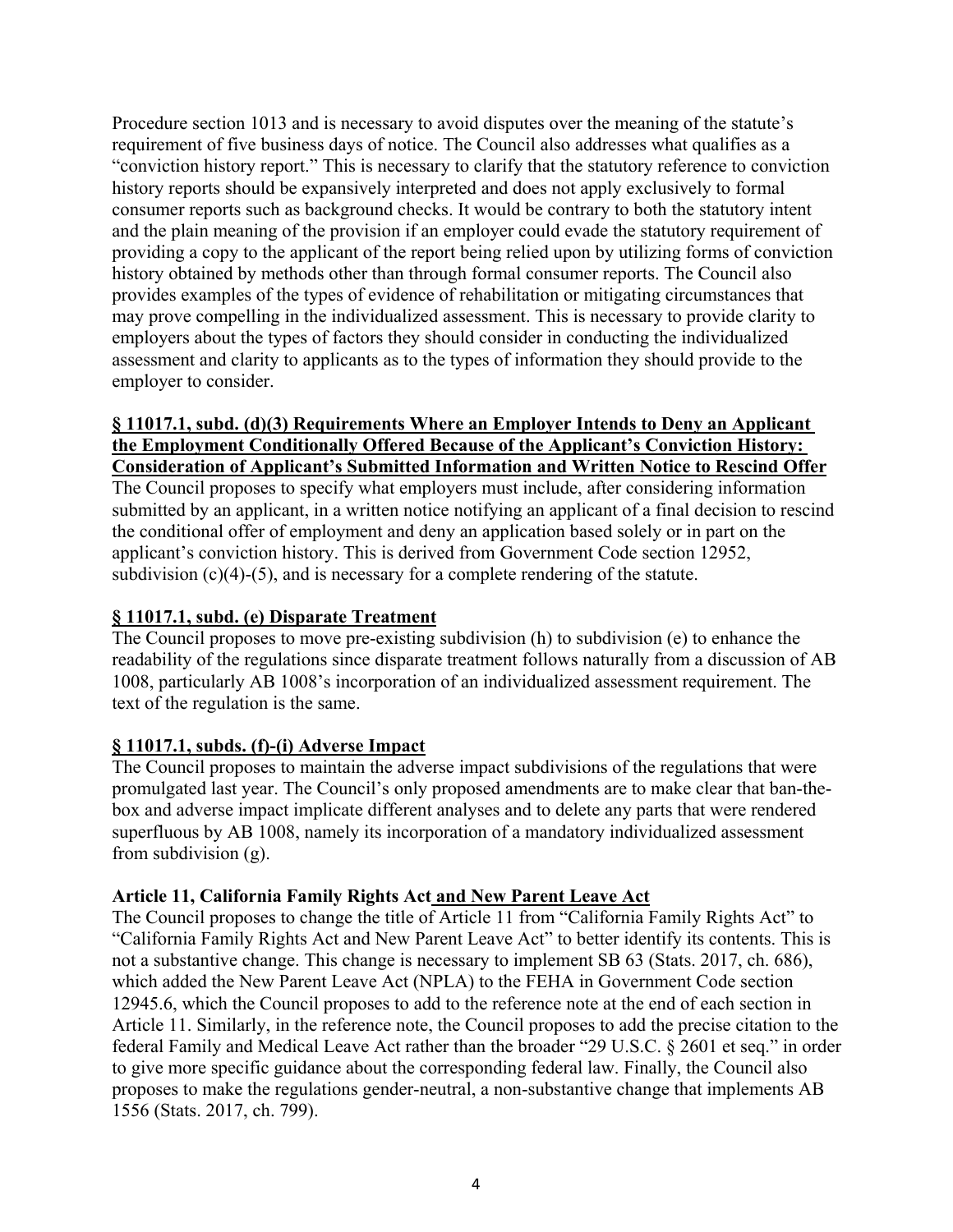Procedure section 1013 and is necessary to avoid disputes over the meaning of the statute's requirement of five business days of notice. The Council also addresses what qualifies as a "conviction history report." This is necessary to clarify that the statutory reference to conviction history reports should be expansively interpreted and does not apply exclusively to formal consumer reports such as background checks. It would be contrary to both the statutory intent and the plain meaning of the provision if an employer could evade the statutory requirement of providing a copy to the applicant of the report being relied upon by utilizing forms of conviction history obtained by methods other than through formal consumer reports. The Council also provides examples of the types of evidence of rehabilitation or mitigating circumstances that may prove compelling in the individualized assessment. This is necessary to provide clarity to employers about the types of factors they should consider in conducting the individualized assessment and clarity to applicants as to the types of information they should provide to the employer to consider.

**§ 11017.1, subd. (d)(3) Requirements Where an Employer Intends to Deny an Applicant the Employment Conditionally Offered Because of the Applicant's Conviction History: Consideration of Applicant's Submitted Information and Written Notice to Rescind Offer**

The Council proposes to specify what employers must include, after considering information submitted by an applicant, in a written notice notifying an applicant of a final decision to rescind the conditional offer of employment and deny an application based solely or in part on the applicant's conviction history. This is derived from Government Code section 12952, subdivision (c)(4)-(5), and is necessary for a complete rendering of the statute.

**§ 11017.1, subd. (e) Disparate Treatment**

The Council proposes to move pre-existing subdivision (h) to subdivision (e) to enhance the readability of the regulations since disparate treatment follows naturally from a discussion of AB 1008, particularly AB 1008's incorporation of an individualized assessment requirement. The text of the regulation is the same.

**§ 11017.1, subds. (f)-(i) Adverse Impact**

The Council proposes to maintain the adverse impact subdivisions of the regulations that were promulgated last year. The Council's only proposed amendments are to make clear that ban-the-box and adverse impact implicate different analyses and to delete any parts that were rendered superfluous by AB 1008, namely its incorporation of a mandatory individualized assessment from subdivision (g).

**Article 11, California Family Rights Act and New Parent Leave Act**

The Council proposes to change the title of Article 11 from "California Family Rights Act" to "California Family Rights Act and New Parent Leave Act" to better identify its contents. This is not a substantive change. This change is necessary to implement SB 63 (Stats. 2017, ch. 686), which added the New Parent Leave Act (NPLA) to the FEHA in Government Code section 12945.6, which the Council proposes to add to the reference note at the end of each section in Article 11. Similarly, in the reference note, the Council proposes to add the precise citation to the federal Family and Medical Leave Act rather than the broader "29 U.S.C. § 2601 et seq." in order to give more specific guidance about the corresponding federal law. Finally, the Council also proposes to make the regulations gender-neutral, a non-substantive change that implements AB 1556 (Stats. 2017, ch. 799).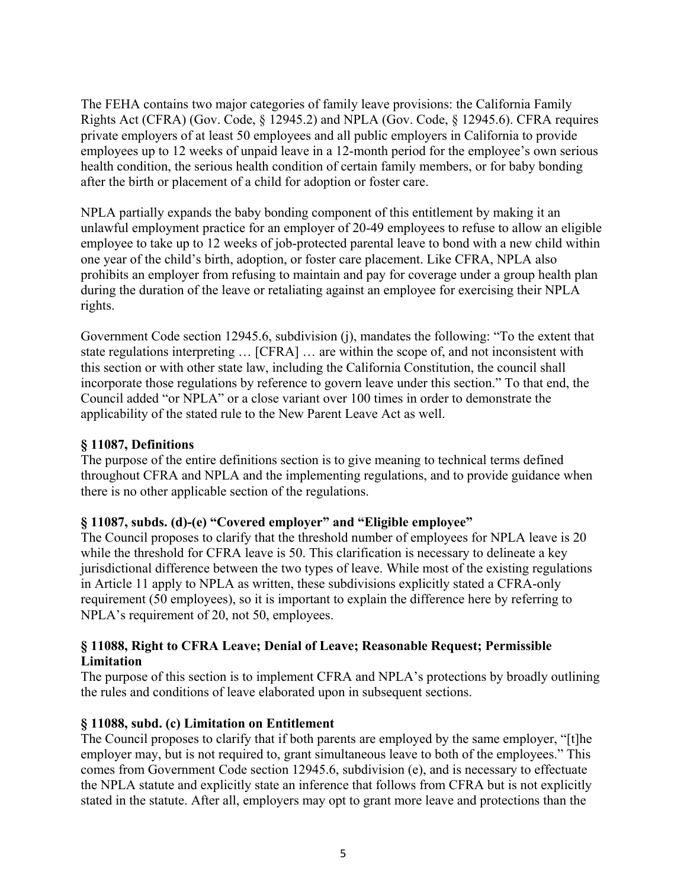The FEHA contains two major categories of family leave provisions: the California Family Rights Act (CFRA) (Gov. Code, § 12945.2) and NPLA (Gov. Code, § 12945.6). CFRA requires private employers of at least 50 employees and all public employers in California to provide employees up to 12 weeks of unpaid leave in a 12-month period for the employee's own serious health condition, the serious health condition of certain family members, or for baby bonding after the birth or placement of a child for adoption or foster care.

NPLA partially expands the baby bonding component of this entitlement by making it an unlawful employment practice for an employer of 20-49 employees to refuse to allow an eligible employee to take up to 12 weeks of job-protected parental leave to bond with a new child within one year of the child's birth, adoption, or foster care placement. Like CFRA, NPLA also prohibits an employer from refusing to maintain and pay for coverage under a group health plan during the duration of the leave or retaliating against an employee for exercising their NPLA rights.

Government Code section 12945.6, subdivision (j), mandates the following: "To the extent that state regulations interpreting … [CFRA] … are within the scope of, and not inconsistent with this section or with other state law, including the California Constitution, the council shall incorporate those regulations by reference to govern leave under this section." To that end, the Council added "or NPLA" or a close variant over 100 times in order to demonstrate the applicability of the stated rule to the New Parent Leave Act as well.

**§ 11087, Definitions**

The purpose of the entire definitions section is to give meaning to technical terms defined throughout CFRA and NPLA and the implementing regulations, and to provide guidance when there is no other applicable section of the regulations.

**§ 11087, subds. (d)-(e) "Covered employer" and "Eligible employee"**

The Council proposes to clarify that the threshold number of employees for NPLA leave is 20 while the threshold for CFRA leave is 50. This clarification is necessary to delineate a key jurisdictional difference between the two types of leave. While most of the existing regulations in Article 11 apply to NPLA as written, these subdivisions explicitly stated a CFRA-only requirement (50 employees), so it is important to explain the difference here by referring to NPLA's requirement of 20, not 50, employees.

**§ 11088, Right to CFRA Leave; Denial of Leave; Reasonable Request; Permissible Limitation**

The purpose of this section is to implement CFRA and NPLA's protections by broadly outlining the rules and conditions of leave elaborated upon in subsequent sections.

**§ 11088, subd. (c) Limitation on Entitlement**

The Council proposes to clarify that if both parents are employed by the same employer, "[t]he employer may, but is not required to, grant simultaneous leave to both of the employees." This comes from Government Code section 12945.6, subdivision (e), and is necessary to effectuate the NPLA statute and explicitly state an inference that follows from CFRA but is not explicitly stated in the statute. After all, employers may opt to grant more leave and protections than the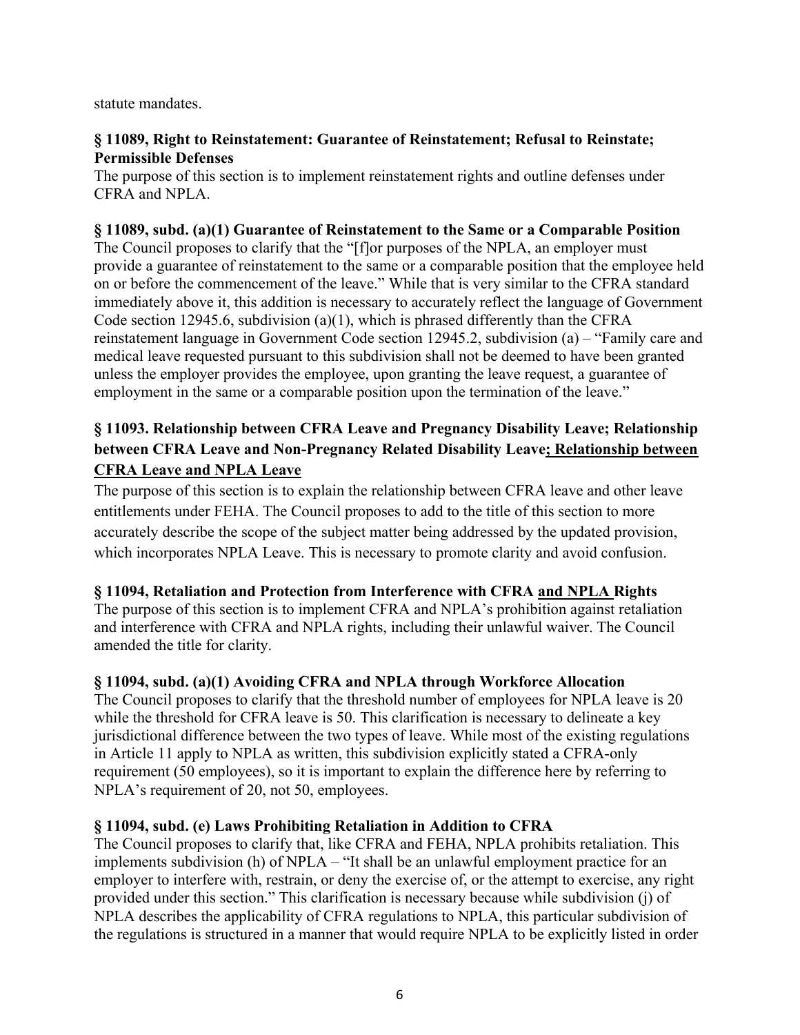statute mandates.

**§ 11089, Right to Reinstatement: Guarantee of Reinstatement; Refusal to Reinstate; Permissible Defenses**

The purpose of this section is to implement reinstatement rights and outline defenses under CFRA and NPLA.

**§ 11089, subd. (a)(1) Guarantee of Reinstatement to the Same or a Comparable Position**

The Council proposes to clarify that the "[f]or purposes of the NPLA, an employer must provide a guarantee of reinstatement to the same or a comparable position that the employee held on or before the commencement of the leave." While that is very similar to the CFRA standard immediately above it, this addition is necessary to accurately reflect the language of Government Code section 12945.6, subdivision (a)(1), which is phrased differently than the CFRA reinstatement language in Government Code section 12945.2, subdivision (a) – "Family care and medical leave requested pursuant to this subdivision shall not be deemed to have been granted unless the employer provides the employee, upon granting the leave request, a guarantee of employment in the same or a comparable position upon the termination of the leave."

**§ 11093. Relationship between CFRA Leave and Pregnancy Disability Leave; Relationship between CFRA Leave and Non-Pregnancy Related Disability Leave<u>; Relationship between CFRA Leave and NPLA Leave</u>**

The purpose of this section is to explain the relationship between CFRA leave and other leave entitlements under FEHA. The Council proposes to add to the title of this section to more accurately describe the scope of the subject matter being addressed by the updated provision, which incorporates NPLA Leave. This is necessary to promote clarity and avoid confusion.

**§ 11094, Retaliation and Protection from Interference with CFRA <u>and NPLA</u> Rights**

The purpose of this section is to implement CFRA and NPLA's prohibition against retaliation and interference with CFRA and NPLA rights, including their unlawful waiver. The Council amended the title for clarity.

**§ 11094, subd. (a)(1) Avoiding CFRA and NPLA through Workforce Allocation**

The Council proposes to clarify that the threshold number of employees for NPLA leave is 20 while the threshold for CFRA leave is 50. This clarification is necessary to delineate a key jurisdictional difference between the two types of leave. While most of the existing regulations in Article 11 apply to NPLA as written, this subdivision explicitly stated a CFRA-only requirement (50 employees), so it is important to explain the difference here by referring to NPLA's requirement of 20, not 50, employees.

**§ 11094, subd. (e) Laws Prohibiting Retaliation in Addition to CFRA**

The Council proposes to clarify that, like CFRA and FEHA, NPLA prohibits retaliation. This implements subdivision (h) of NPLA – "It shall be an unlawful employment practice for an employer to interfere with, restrain, or deny the exercise of, or the attempt to exercise, any right provided under this section." This clarification is necessary because while subdivision (j) of NPLA describes the applicability of CFRA regulations to NPLA, this particular subdivision of the regulations is structured in a manner that would require NPLA to be explicitly listed in order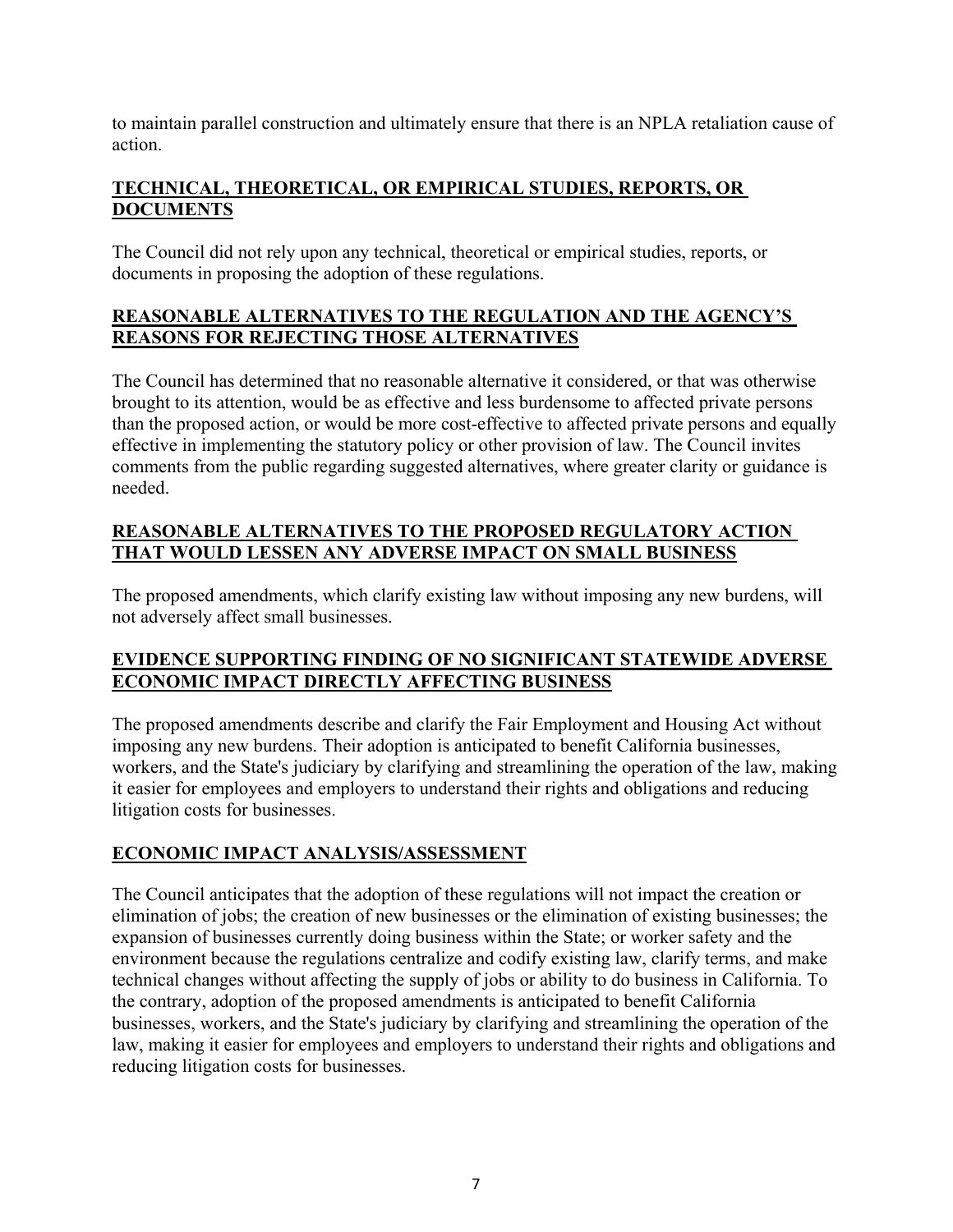to maintain parallel construction and ultimately ensure that there is an NPLA retaliation cause of action.

## TECHNICAL, THEORETICAL, OR EMPIRICAL STUDIES, REPORTS, OR DOCUMENTS

The Council did not rely upon any technical, theoretical or empirical studies, reports, or documents in proposing the adoption of these regulations.

## REASONABLE ALTERNATIVES TO THE REGULATION AND THE AGENCY'S REASONS FOR REJECTING THOSE ALTERNATIVES

The Council has determined that no reasonable alternative it considered, or that was otherwise brought to its attention, would be as effective and less burdensome to affected private persons than the proposed action, or would be more cost-effective to affected private persons and equally effective in implementing the statutory policy or other provision of law. The Council invites comments from the public regarding suggested alternatives, where greater clarity or guidance is needed.

## REASONABLE ALTERNATIVES TO THE PROPOSED REGULATORY ACTION THAT WOULD LESSEN ANY ADVERSE IMPACT ON SMALL BUSINESS

The proposed amendments, which clarify existing law without imposing any new burdens, will not adversely affect small businesses.

## EVIDENCE SUPPORTING FINDING OF NO SIGNIFICANT STATEWIDE ADVERSE ECONOMIC IMPACT DIRECTLY AFFECTING BUSINESS

The proposed amendments describe and clarify the Fair Employment and Housing Act without imposing any new burdens. Their adoption is anticipated to benefit California businesses, workers, and the State's judiciary by clarifying and streamlining the operation of the law, making it easier for employees and employers to understand their rights and obligations and reducing litigation costs for businesses.

## ECONOMIC IMPACT ANALYSIS/ASSESSMENT

The Council anticipates that the adoption of these regulations will not impact the creation or elimination of jobs; the creation of new businesses or the elimination of existing businesses; the expansion of businesses currently doing business within the State; or worker safety and the environment because the regulations centralize and codify existing law, clarify terms, and make technical changes without affecting the supply of jobs or ability to do business in California. To the contrary, adoption of the proposed amendments is anticipated to benefit California businesses, workers, and the State's judiciary by clarifying and streamlining the operation of the law, making it easier for employees and employers to understand their rights and obligations and reducing litigation costs for businesses.